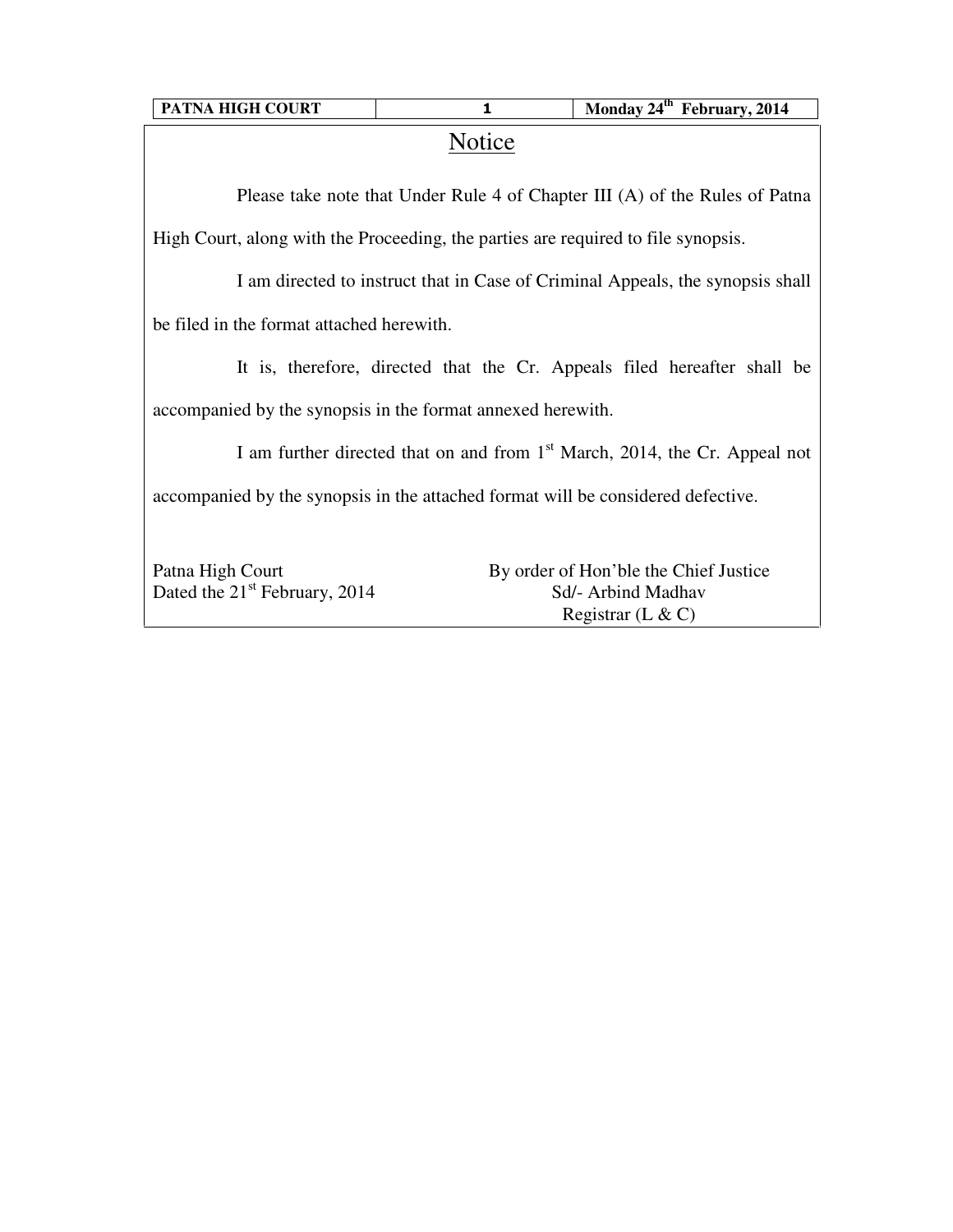| PATNA HIGH COURT | 1 | Monday 24th February, 2014 |
|---|---|---|

# Notice

Please take note that Under Rule 4 of Chapter III (A) of the Rules of Patna High Court, along with the Proceeding, the parties are required to file synopsis.

I am directed to instruct that in Case of Criminal Appeals, the synopsis shall be filed in the format attached herewith.

It is, therefore, directed that the Cr. Appeals filed hereafter shall be accompanied by the synopsis in the format annexed herewith.

I am further directed that on and from 1st March, 2014, the Cr. Appeal not accompanied by the synopsis in the attached format will be considered defective.

Patna High Court
Dated the 21st February, 2014

By order of Hon'ble the Chief Justice
Sd/- Arbind Madhav
Registrar (L & C)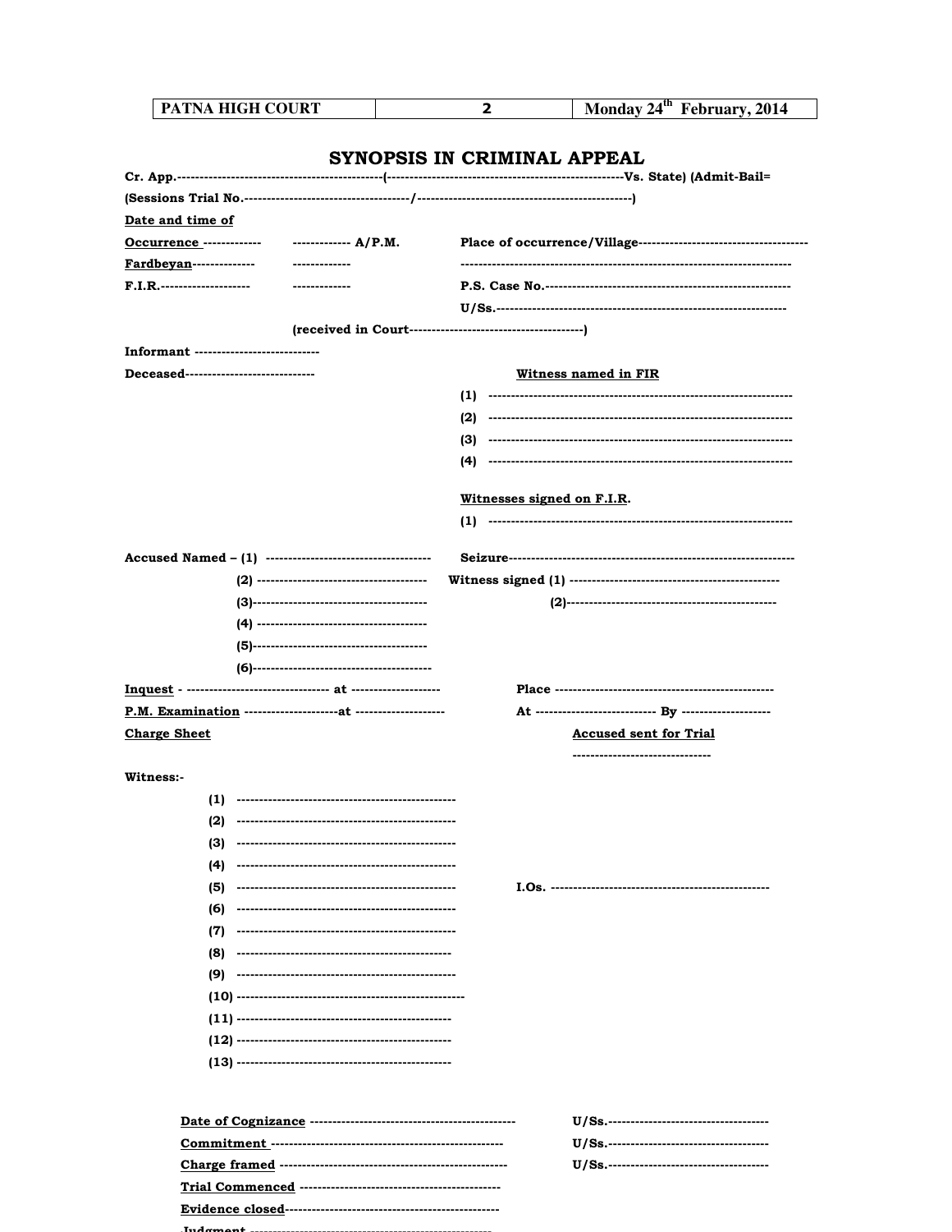| PATNA HIGH COURT | 2 | Monday 24th February, 2014 |
|---|---|---|

## SYNOPSIS IN CRIMINAL APPEAL

**Cr. App.------------------------------------------------(----------------------------------------------------Vs. State) (Admit-Bail=**

**(Sessions Trial No.-------------------------------------/-----------------------------------------------)**

**Date and time of**

**Occurrence -------------  ------------- A/P.M.  Place of occurrence/Village--------------------------------------**

**Fardbeyan--------------  -------------  -------------------------------------------------------------------------**

**F.I.R.--------------------  -------------  P.S. Case No.-------------------------------------------------------**

**U/Ss.----------------------------------------------------------------**

**(received in Court---------------------------------------)**

**Informant ----------------------------**

**Deceased-----------------------------**

**Witness named in FIR**

**(1) ---------------------------------------------------------------------**

**(2) ---------------------------------------------------------------------**

**(3) ---------------------------------------------------------------------**

**(4) ---------------------------------------------------------------------**

**Witnesses signed on F.I.R.**

**(1) ---------------------------------------------------------------------**

**Accused Named – (1) -------------------------------------**

**(2) --------------------------------------**

**(3)---------------------------------------**

**(4) --------------------------------------**

**(5)---------------------------------------**

**(6)----------------------------------------**

**Seizure-----------------------------------------------------------------**

**Witness signed (1) -----------------------------------------------**

**(2)-----------------------------------------------**

**Inquest - -------------------------------- at --------------------  Place -------------------------------------------------**

**P.M. Examination ---------------------at --------------------  At --------------------------- By --------------------**

**Charge Sheet**

**Accused sent for Trial**

**-------------------------------**

**Witness:-**

**(1) --------------------------------------------------**

**(2) --------------------------------------------------**

**(3) --------------------------------------------------**

**(4) --------------------------------------------------**

**(5) --------------------------------------------------**

**(6) --------------------------------------------------**

**(7) --------------------------------------------------**

**(8) ------------------------------------------------**

**(9) --------------------------------------------------**

**(10) ---------------------------------------------------**

**(11) ------------------------------------------------**

**(12) ------------------------------------------------**

**(13) ------------------------------------------------**

**I.Os. -------------------------------------------------**

**Date of Cognizance ----------------------------------------------  U/Ss.------------------------------------**

**Commitment ---------------------------------------------------  U/Ss.------------------------------------**

**Charge framed ---------------------------------------------------  U/Ss.------------------------------------**

**Trial Commenced ---------------------------------------------**

**Evidence closed-----------------------------------------------**

**Judgment -------------------------------------------------------**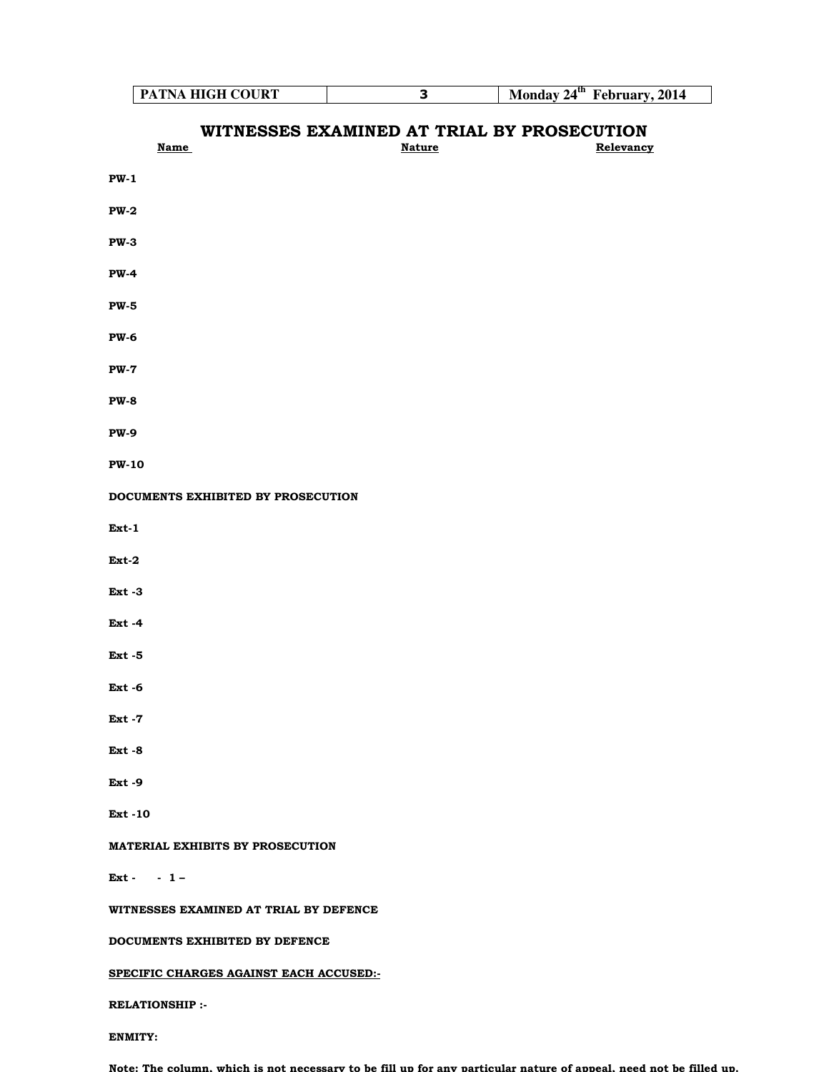| PATNA HIGH COURT | 3 | Monday 24th February, 2014 |
|---|---|---|

## WITNESSES EXAMINED AT TRIAL BY PROSECUTION

| Name | Nature | Relevancy |
|---|---|---|
| PW-1 | | |
| PW-2 | | |
| PW-3 | | |
| PW-4 | | |
| PW-5 | | |
| PW-6 | | |
| PW-7 | | |
| PW-8 | | |
| PW-9 | | |
| PW-10 | | |

**DOCUMENTS EXHIBITED BY PROSECUTION**

**Ext-1**

**Ext-2**

**Ext -3**

**Ext -4**

**Ext -5**

**Ext -6**

**Ext -7**

**Ext -8**

**Ext -9**

**Ext -10**

**MATERIAL EXHIBITS BY PROSECUTION**

**Ext - - 1 –**

**WITNESSES EXAMINED AT TRIAL BY DEFENCE**

**DOCUMENTS EXHIBITED BY DEFENCE**

**SPECIFIC CHARGES AGAINST EACH ACCUSED:-**

**RELATIONSHIP :-**

**ENMITY:**

**Note: The column, which is not necessary to be fill up for any particular nature of appeal, need not be filled up.**